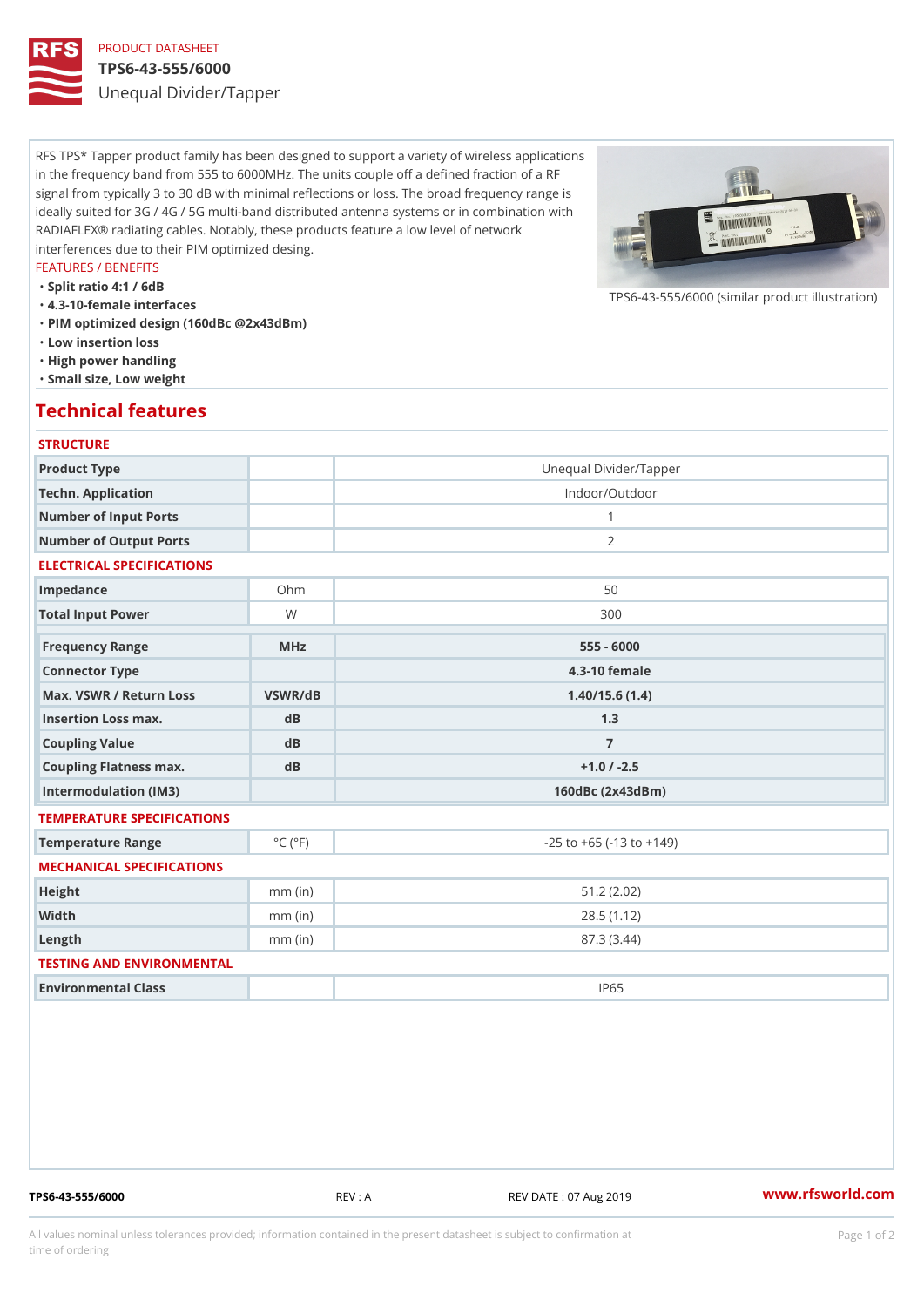PRODUCT DATASHEET

# TPS6-43-555/6000

Unequal Divider/Tapper

RFS TPS* Tapper product family has been designed to support a variety of wireless applications in the frequency band from 555 to 6000MHz. The units couple off a defined fraction of a RF signal from typically 3 to 30 dB with minimal reflections or loss. The broad frequency range is ideally suited for 3G / 4G / 5G multi-band distributed antenna systems or in combination with RADIAFLEX® radiating cables. Notably, these products feature a low level of network interferences due to their PIM optimized desing.

FEATURES / BENEFITS

- Split ratio 4:1 / 6dB
- 4.3-10-female interfaces
- PIM optimized design (160dBc @2x43dBm)
- Low insertion loss
- High power handling
- Small size, Low weight

TPS6-43-555/6000 (similar product illustration)

## Technical features

### STRUCTURE

| | | |
|---|---|---|
| Product Type | | Unequal Divider/Tapper |
| Techn. Application | | Indoor/Outdoor |
| Number of Input Ports | | 1 |
| Number of Output Ports | | 2 |

### ELECTRICAL SPECIFICATIONS

| | | |
|---|---|---|
| Impedance | Ohm | 50 |
| Total Input Power | W | 300 |
| Frequency Range | MHz | 555 - 6000 |
| Connector Type | | 4.3-10 female |
| Max. VSWR / Return Loss | VSWR/dB | 1.40/15.6 (1.4) |
| Insertion Loss max. | dB | 1.3 |
| Coupling Value | dB | 7 |
| Coupling Flatness max. | dB | +1.0 / -2.5 |
| Intermodulation (IM3) | | 160dBc (2x43dBm) |

### TEMPERATURE SPECIFICATIONS

| | | |
|---|---|---|
| Temperature Range | °C (°F) | -25 to +65 (-13 to +149) |

### MECHANICAL SPECIFICATIONS

| | | |
|---|---|---|
| Height | mm (in) | 51.2 (2.02) |
| Width | mm (in) | 28.5 (1.12) |
| Length | mm (in) | 87.3 (3.44) |

### TESTING AND ENVIRONMENTAL

| | | |
|---|---|---|
| Environmental Class | | IP65 |

TPS6-43-555/6000 REV : A REV DATE : 07 Aug 2019 www.rfsworld.com

All values nominal unless tolerances provided; information contained in the present datasheet is subject to confirmation at time of ordering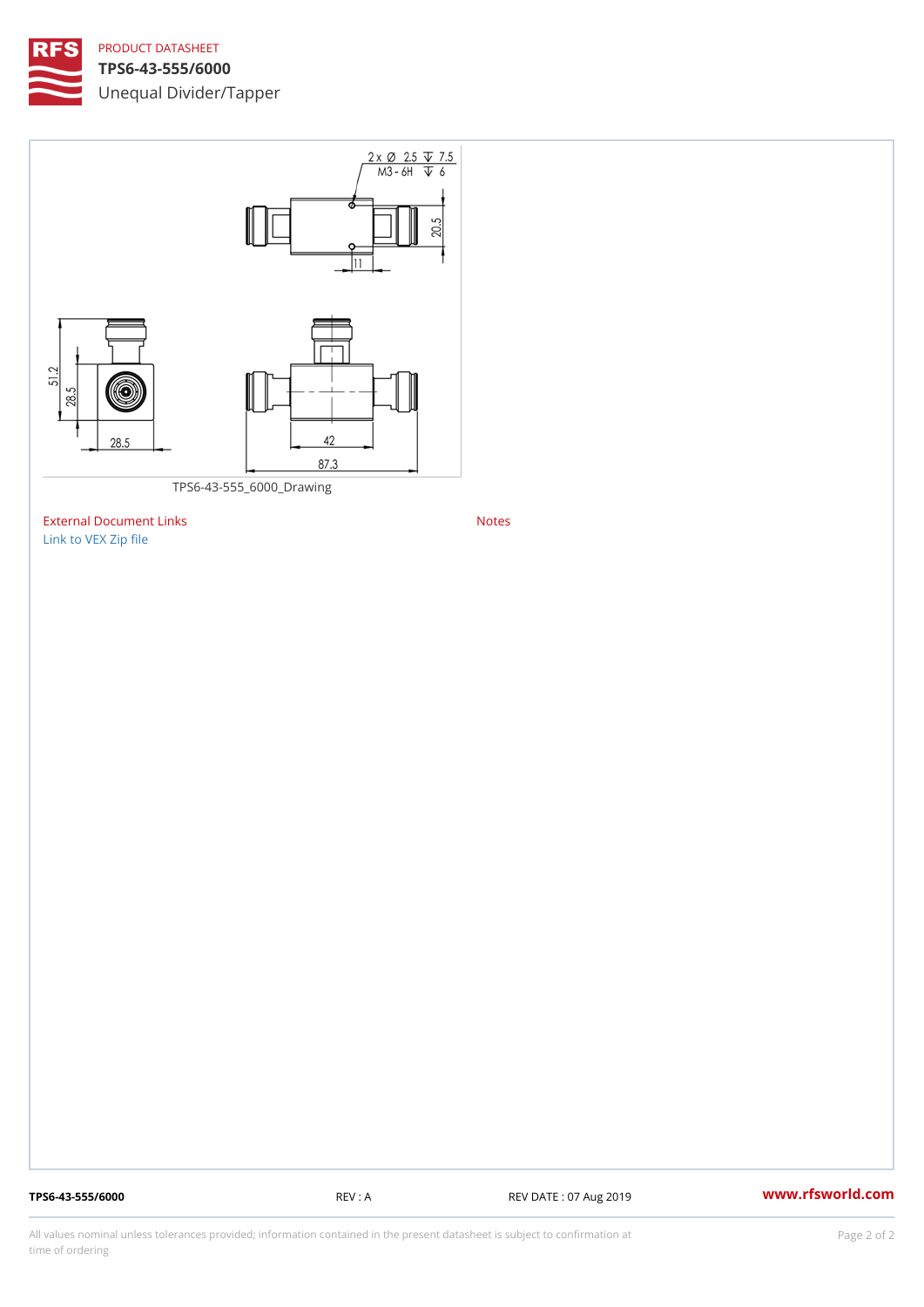PRODUCT DATASHEET

# TPS6-43-555/6000

Unequal Divider/Tapper

2 x Ø 2.5 ⊽ 7.5
M3 - 6H ⊽ 6

20.5

11

51.2

28.5

28.5

42

87.3

TPS6-43-555_6000_Drawing

## External Document Links

Link to VEX Zip file

## Notes

TPS6-43-555/6000 REV : A REV DATE : 07 Aug 2019 www.rfsworld.com

All values nominal unless tolerances provided; information contained in the present datasheet is subject to confirmation at time of ordering